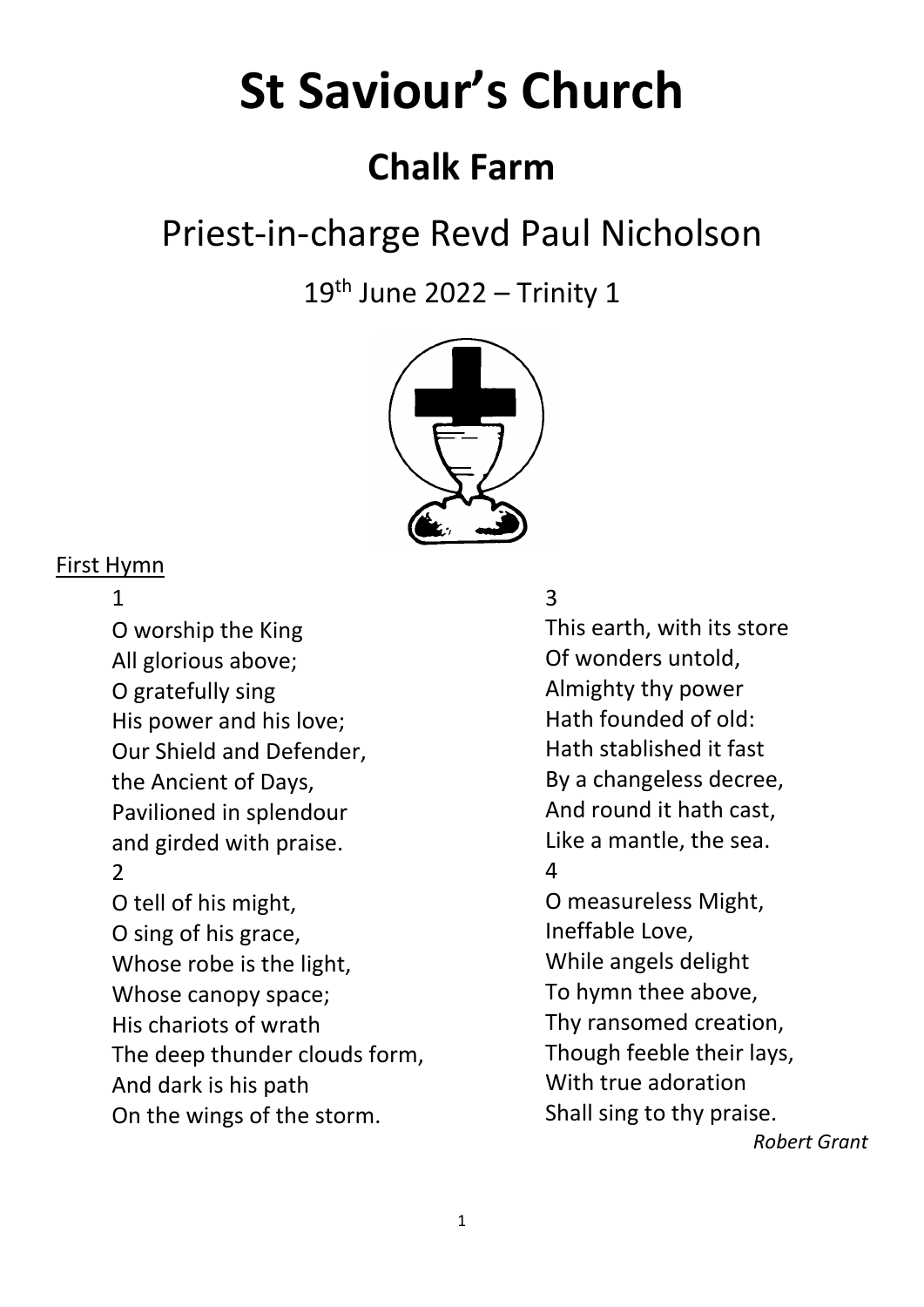# St Saviour's Church

## Chalk Farm

Priest-in-charge Revd Paul Nicholson

19th June 2022 – Trinity 1

First Hymn

1

O worship the King
All glorious above;
O gratefully sing
His power and his love;
Our Shield and Defender,
the Ancient of Days,
Pavilioned in splendour
and girded with praise.

2

O tell of his might,
O sing of his grace,
Whose robe is the light,
Whose canopy space;
His chariots of wrath
The deep thunder clouds form,
And dark is his path
On the wings of the storm.

3

This earth, with its store
Of wonders untold,
Almighty thy power
Hath founded of old:
Hath stablished it fast
By a changeless decree,
And round it hath cast,
Like a mantle, the sea.

4

O measureless Might,
Ineffable Love,
While angels delight
To hymn thee above,
Thy ransomed creation,
Though feeble their lays,
With true adoration
Shall sing to thy praise.

*Robert Grant*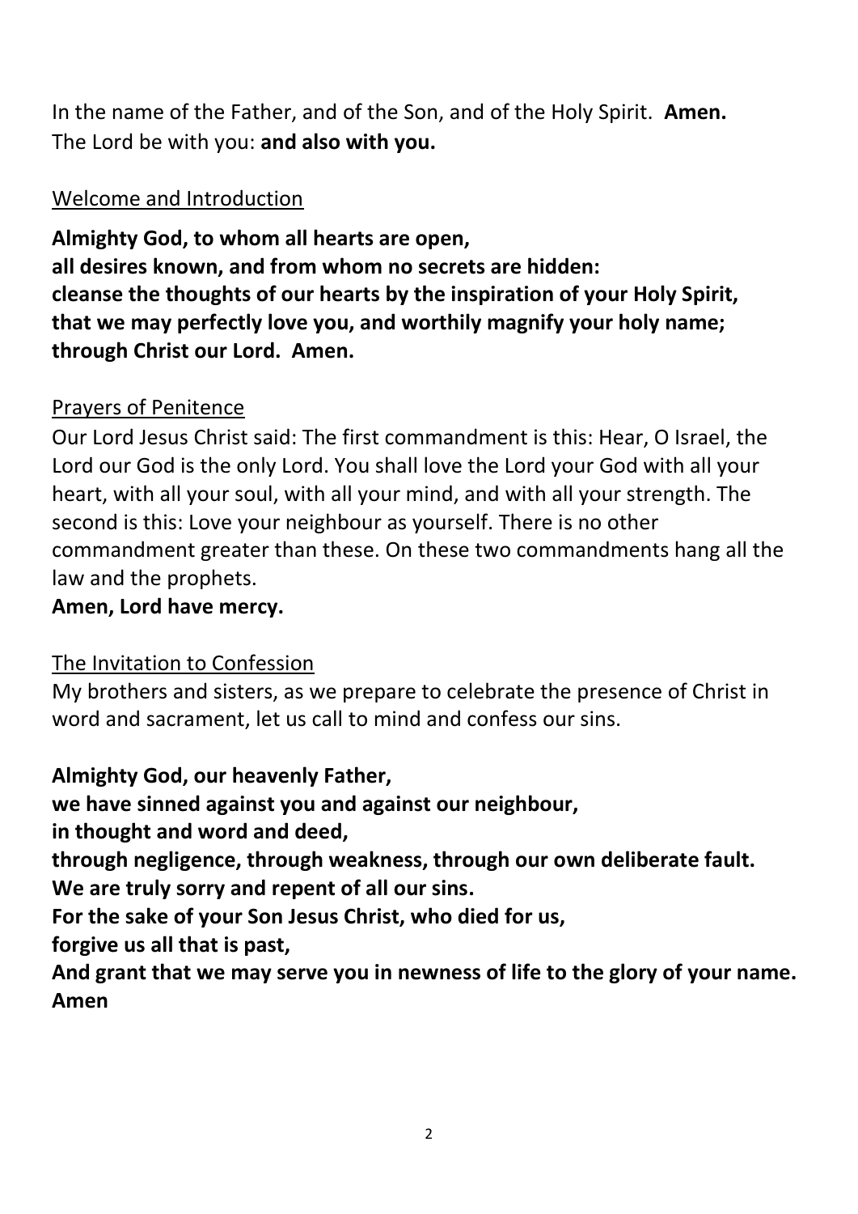In the name of the Father, and of the Son, and of the Holy Spirit. **Amen.**
The Lord be with you: **and also with you.**

<u>Welcome and Introduction</u>

**Almighty God, to whom all hearts are open,**
**all desires known, and from whom no secrets are hidden:**
**cleanse the thoughts of our hearts by the inspiration of your Holy Spirit,**
**that we may perfectly love you, and worthily magnify your holy name;**
**through Christ our Lord. Amen.**

<u>Prayers of Penitence</u>

Our Lord Jesus Christ said: The first commandment is this: Hear, O Israel, the Lord our God is the only Lord. You shall love the Lord your God with all your heart, with all your soul, with all your mind, and with all your strength. The second is this: Love your neighbour as yourself. There is no other commandment greater than these. On these two commandments hang all the law and the prophets.
**Amen, Lord have mercy.**

<u>The Invitation to Confession</u>

My brothers and sisters, as we prepare to celebrate the presence of Christ in word and sacrament, let us call to mind and confess our sins.

**Almighty God, our heavenly Father,**
**we have sinned against you and against our neighbour,**
**in thought and word and deed,**
**through negligence, through weakness, through our own deliberate fault.**
**We are truly sorry and repent of all our sins.**
**For the sake of your Son Jesus Christ, who died for us,**
**forgive us all that is past,**
**And grant that we may serve you in newness of life to the glory of your name.**
**Amen**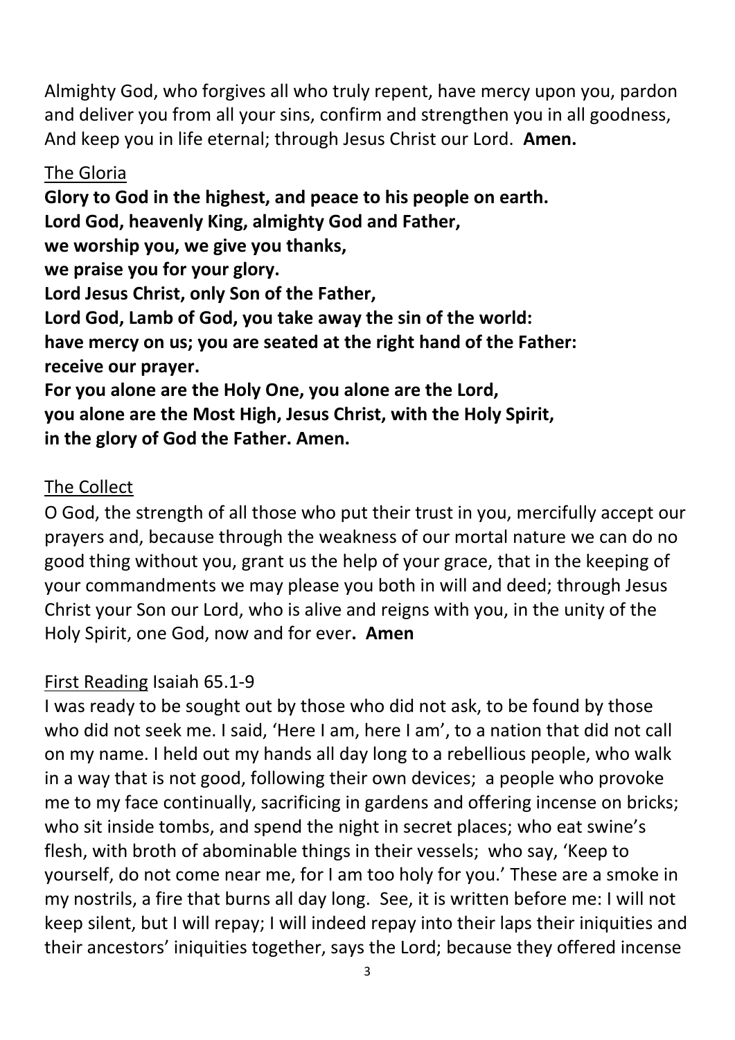Almighty God, who forgives all who truly repent, have mercy upon you, pardon and deliver you from all your sins, confirm and strengthen you in all goodness, And keep you in life eternal; through Jesus Christ our Lord. **Amen.**

## The Gloria

**Glory to God in the highest, and peace to his people on earth.**
**Lord God, heavenly King, almighty God and Father,**
**we worship you, we give you thanks,**
**we praise you for your glory.**
**Lord Jesus Christ, only Son of the Father,**
**Lord God, Lamb of God, you take away the sin of the world:**
**have mercy on us; you are seated at the right hand of the Father:**
**receive our prayer.**
**For you alone are the Holy One, you alone are the Lord,**
**you alone are the Most High, Jesus Christ, with the Holy Spirit,**
**in the glory of God the Father. Amen.**

## The Collect

O God, the strength of all those who put their trust in you, mercifully accept our prayers and, because through the weakness of our mortal nature we can do no good thing without you, grant us the help of your grace, that in the keeping of your commandments we may please you both in will and deed; through Jesus Christ your Son our Lord, who is alive and reigns with you, in the unity of the Holy Spirit, one God, now and for ever**. Amen**

## First Reading Isaiah 65.1-9

I was ready to be sought out by those who did not ask, to be found by those who did not seek me. I said, 'Here I am, here I am', to a nation that did not call on my name. I held out my hands all day long to a rebellious people, who walk in a way that is not good, following their own devices; a people who provoke me to my face continually, sacrificing in gardens and offering incense on bricks; who sit inside tombs, and spend the night in secret places; who eat swine's flesh, with broth of abominable things in their vessels; who say, 'Keep to yourself, do not come near me, for I am too holy for you.' These are a smoke in my nostrils, a fire that burns all day long. See, it is written before me: I will not keep silent, but I will repay; I will indeed repay into their laps their iniquities and their ancestors' iniquities together, says the Lord; because they offered incense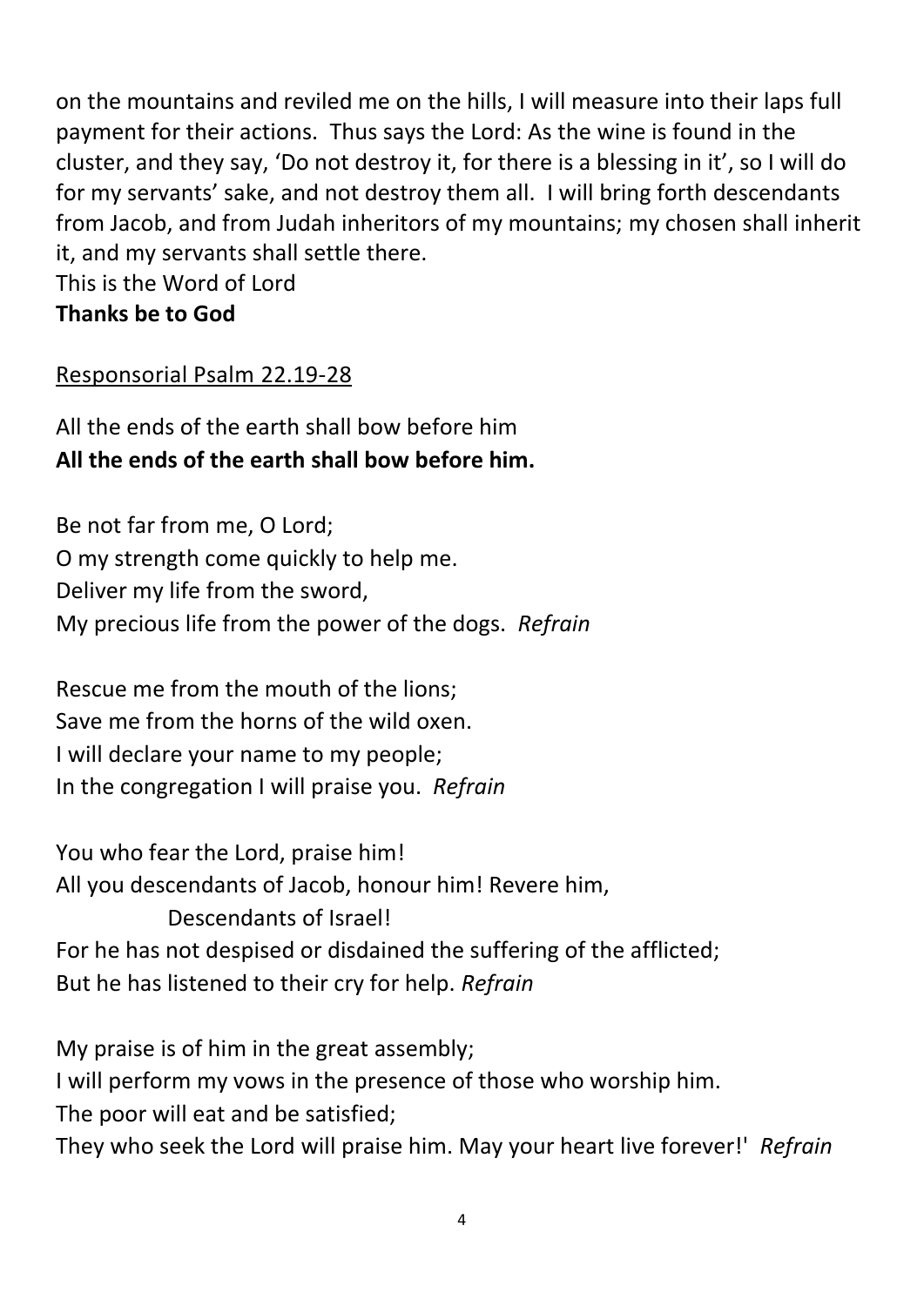on the mountains and reviled me on the hills, I will measure into their laps full payment for their actions. Thus says the Lord: As the wine is found in the cluster, and they say, 'Do not destroy it, for there is a blessing in it', so I will do for my servants' sake, and not destroy them all. I will bring forth descendants from Jacob, and from Judah inheritors of my mountains; my chosen shall inherit it, and my servants shall settle there.
This is the Word of Lord
**Thanks be to God**

Responsorial Psalm 22.19-28

All the ends of the earth shall bow before him
**All the ends of the earth shall bow before him.**

Be not far from me, O Lord;
O my strength come quickly to help me.
Deliver my life from the sword,
My precious life from the power of the dogs. *Refrain*

Rescue me from the mouth of the lions;
Save me from the horns of the wild oxen.
I will declare your name to my people;
In the congregation I will praise you. *Refrain*

You who fear the Lord, praise him!
All you descendants of Jacob, honour him! Revere him,
Descendants of Israel!
For he has not despised or disdained the suffering of the afflicted;
But he has listened to their cry for help. *Refrain*

My praise is of him in the great assembly;
I will perform my vows in the presence of those who worship him.
The poor will eat and be satisfied;
They who seek the Lord will praise him. May your heart live forever!' *Refrain*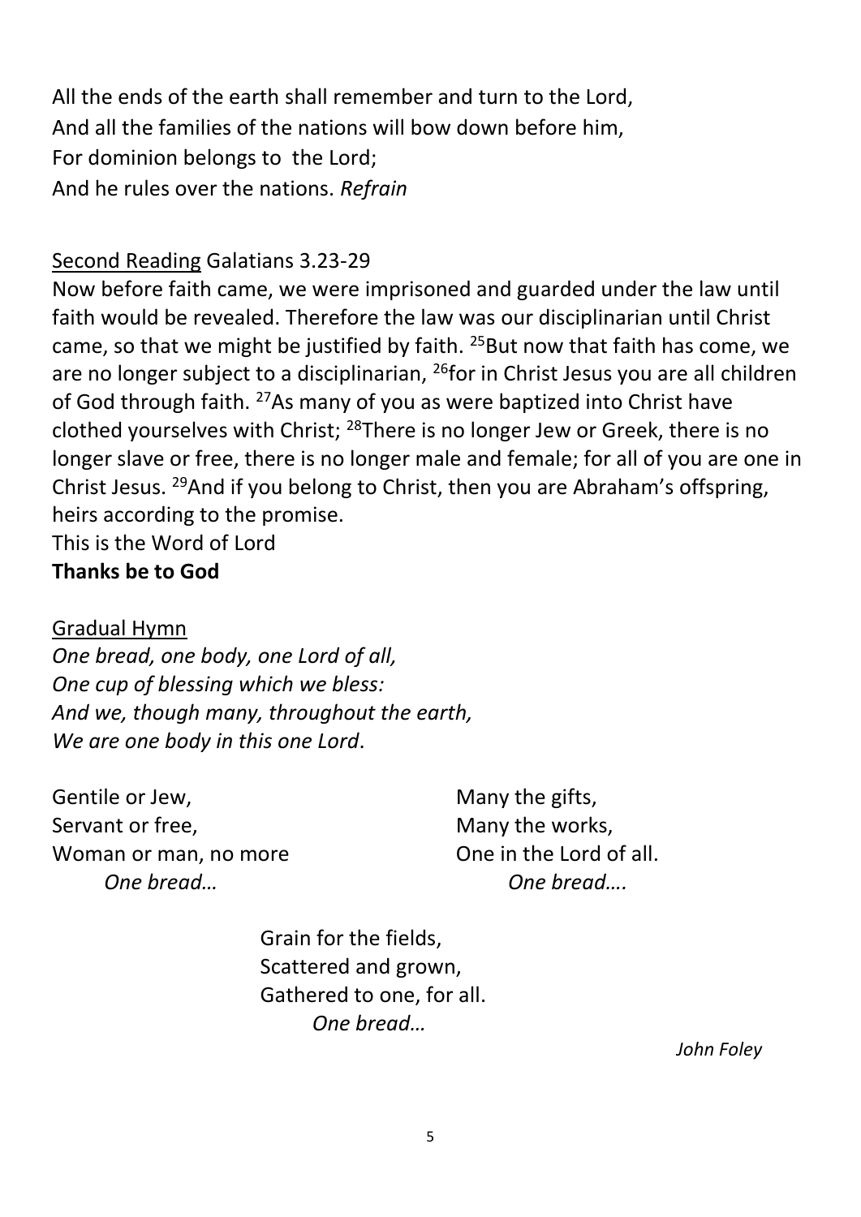All the ends of the earth shall remember and turn to the Lord,
And all the families of the nations will bow down before him,
For dominion belongs to the Lord;
And he rules over the nations. *Refrain*

<u>Second Reading</u> Galatians 3.23-29

Now before faith came, we were imprisoned and guarded under the law until faith would be revealed. Therefore the law was our disciplinarian until Christ came, so that we might be justified by faith. [25]But now that faith has come, we are no longer subject to a disciplinarian, [26]for in Christ Jesus you are all children of God through faith. [27]As many of you as were baptized into Christ have clothed yourselves with Christ; [28]There is no longer Jew or Greek, there is no longer slave or free, there is no longer male and female; for all of you are one in Christ Jesus. [29]And if you belong to Christ, then you are Abraham's offspring, heirs according to the promise.
This is the Word of Lord
**Thanks be to God**

<u>Gradual Hymn</u>

*One bread, one body, one Lord of all,*
*One cup of blessing which we bless:*
*And we, though many, throughout the earth,*
*We are one body in this one Lord*.

Gentile or Jew,
Servant or free,
Woman or man, no more
*One bread…*

Many the gifts,
Many the works,
One in the Lord of all.
*One bread….*

Grain for the fields,
Scattered and grown,
Gathered to one, for all.
*One bread…*

*John Foley*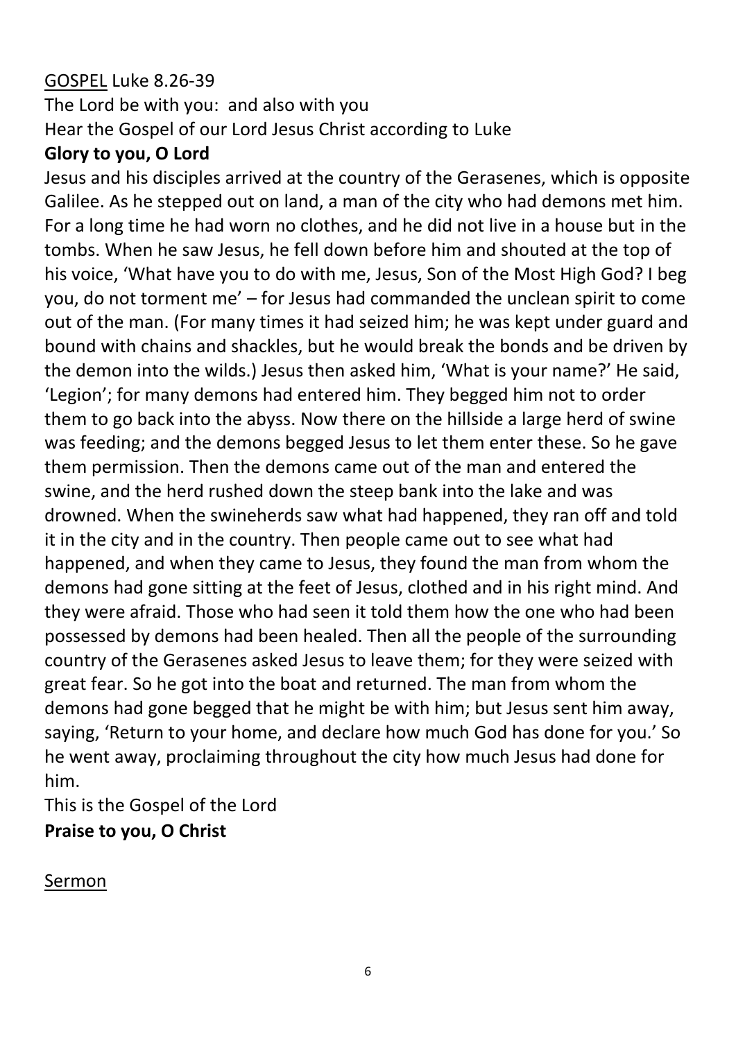<u>GOSPEL</u> Luke 8.26-39

The Lord be with you: and also with you

Hear the Gospel of our Lord Jesus Christ according to Luke

**Glory to you, O Lord**

Jesus and his disciples arrived at the country of the Gerasenes, which is opposite Galilee. As he stepped out on land, a man of the city who had demons met him. For a long time he had worn no clothes, and he did not live in a house but in the tombs. When he saw Jesus, he fell down before him and shouted at the top of his voice, 'What have you to do with me, Jesus, Son of the Most High God? I beg you, do not torment me' – for Jesus had commanded the unclean spirit to come out of the man. (For many times it had seized him; he was kept under guard and bound with chains and shackles, but he would break the bonds and be driven by the demon into the wilds.) Jesus then asked him, 'What is your name?' He said, 'Legion'; for many demons had entered him. They begged him not to order them to go back into the abyss. Now there on the hillside a large herd of swine was feeding; and the demons begged Jesus to let them enter these. So he gave them permission. Then the demons came out of the man and entered the swine, and the herd rushed down the steep bank into the lake and was drowned. When the swineherds saw what had happened, they ran off and told it in the city and in the country. Then people came out to see what had happened, and when they came to Jesus, they found the man from whom the demons had gone sitting at the feet of Jesus, clothed and in his right mind. And they were afraid. Those who had seen it told them how the one who had been possessed by demons had been healed. Then all the people of the surrounding country of the Gerasenes asked Jesus to leave them; for they were seized with great fear. So he got into the boat and returned. The man from whom the demons had gone begged that he might be with him; but Jesus sent him away, saying, 'Return to your home, and declare how much God has done for you.' So he went away, proclaiming throughout the city how much Jesus had done for him.

This is the Gospel of the Lord

**Praise to you, O Christ**

<u>Sermon</u>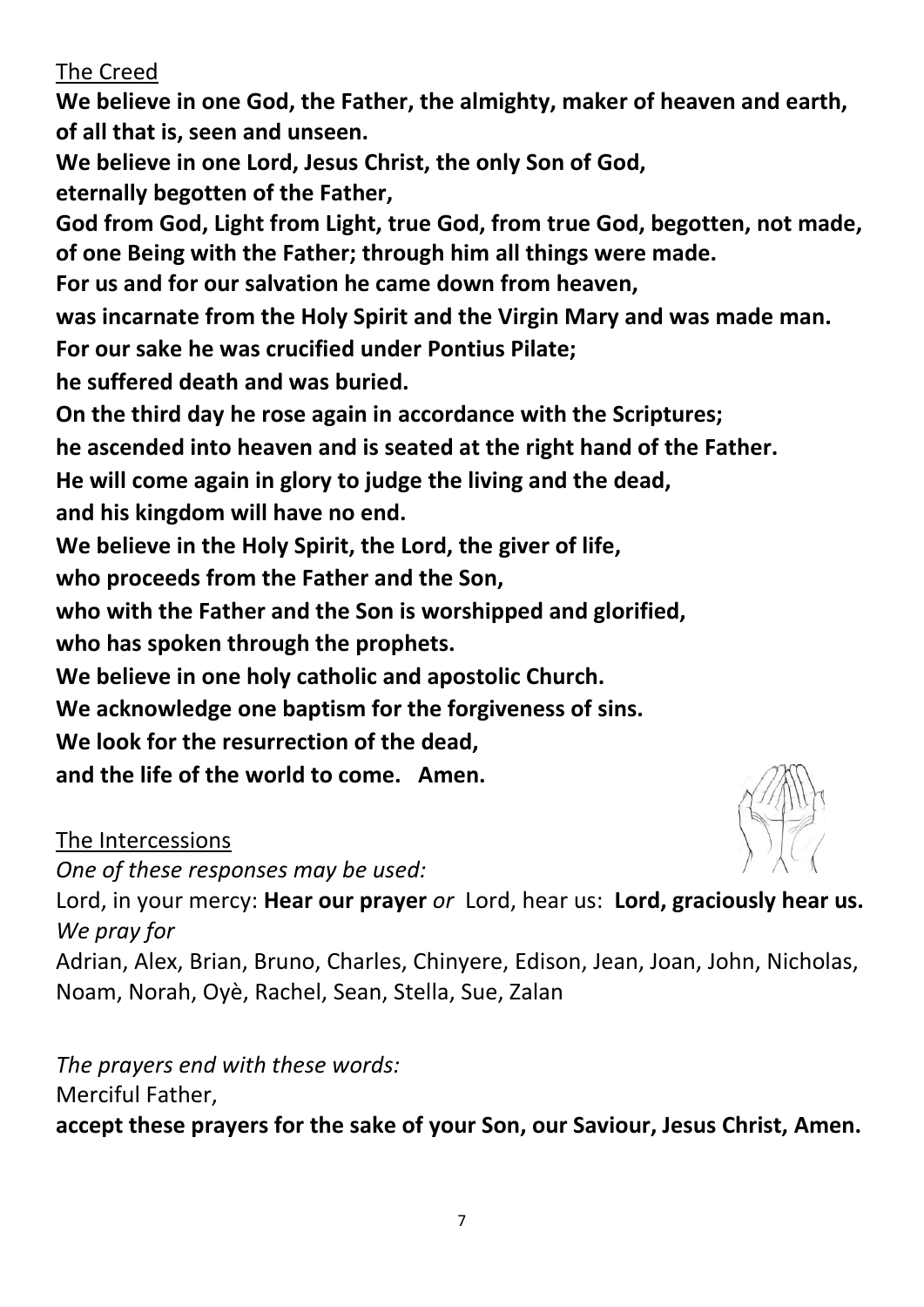The Creed

**We believe in one God, the Father, the almighty, maker of heaven and earth, of all that is, seen and unseen.**
**We believe in one Lord, Jesus Christ, the only Son of God,**
**eternally begotten of the Father,**
**God from God, Light from Light, true God, from true God, begotten, not made, of one Being with the Father; through him all things were made.**
**For us and for our salvation he came down from heaven,**
**was incarnate from the Holy Spirit and the Virgin Mary and was made man.**
**For our sake he was crucified under Pontius Pilate;**
**he suffered death and was buried.**
**On the third day he rose again in accordance with the Scriptures;**
**he ascended into heaven and is seated at the right hand of the Father.**
**He will come again in glory to judge the living and the dead,**
**and his kingdom will have no end.**
**We believe in the Holy Spirit, the Lord, the giver of life,**
**who proceeds from the Father and the Son,**
**who with the Father and the Son is worshipped and glorified,**
**who has spoken through the prophets.**
**We believe in one holy catholic and apostolic Church.**
**We acknowledge one baptism for the forgiveness of sins.**
**We look for the resurrection of the dead,**
**and the life of the world to come. Amen.**

The Intercessions

*One of these responses may be used:*
Lord, in your mercy: **Hear our prayer** *or* Lord, hear us: **Lord, graciously hear us.**
*We pray for*
Adrian, Alex, Brian, Bruno, Charles, Chinyere, Edison, Jean, Joan, John, Nicholas, Noam, Norah, Oyè, Rachel, Sean, Stella, Sue, Zalan

*The prayers end with these words:*
Merciful Father,
**accept these prayers for the sake of your Son, our Saviour, Jesus Christ, Amen.**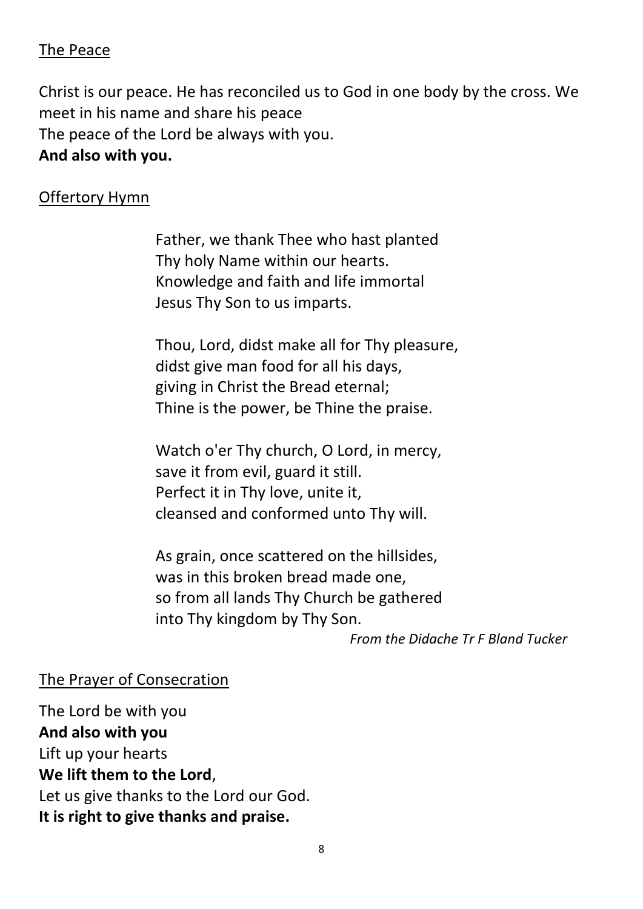## The Peace

Christ is our peace. He has reconciled us to God in one body by the cross. We meet in his name and share his peace  
The peace of the Lord be always with you.  
**And also with you.**

## Offertory Hymn

Father, we thank Thee who hast planted  
Thy holy Name within our hearts.  
Knowledge and faith and life immortal  
Jesus Thy Son to us imparts.

Thou, Lord, didst make all for Thy pleasure,  
didst give man food for all his days,  
giving in Christ the Bread eternal;  
Thine is the power, be Thine the praise.

Watch o'er Thy church, O Lord, in mercy,  
save it from evil, guard it still.  
Perfect it in Thy love, unite it,  
cleansed and conformed unto Thy will.

As grain, once scattered on the hillsides,  
was in this broken bread made one,  
so from all lands Thy Church be gathered  
into Thy kingdom by Thy Son.

*From the Didache Tr F Bland Tucker*

## The Prayer of Consecration

The Lord be with you  
**And also with you**  
Lift up your hearts  
**We lift them to the Lord**,  
Let us give thanks to the Lord our God.  
**It is right to give thanks and praise.**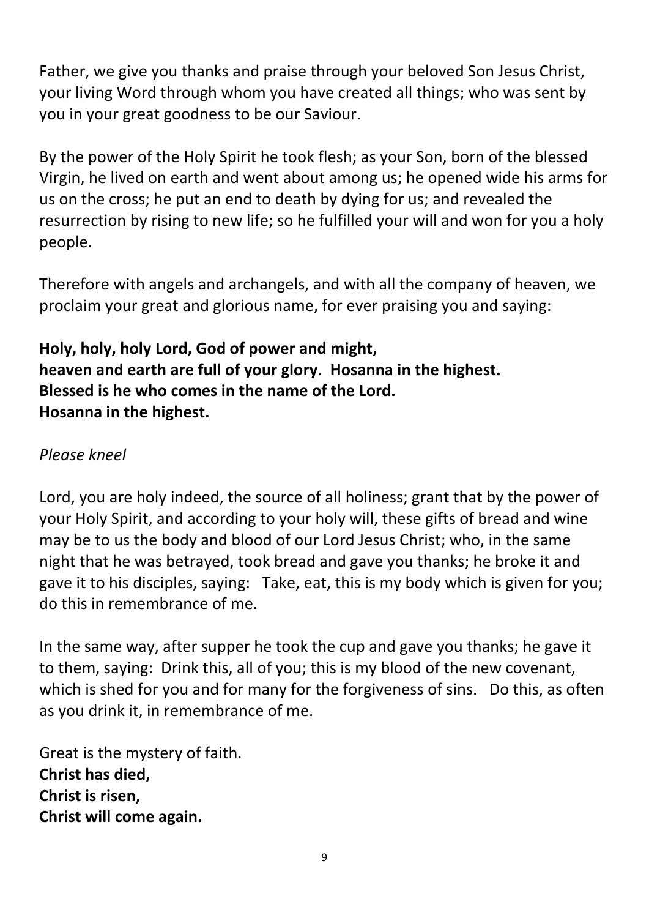Father, we give you thanks and praise through your beloved Son Jesus Christ, your living Word through whom you have created all things; who was sent by you in your great goodness to be our Saviour.

By the power of the Holy Spirit he took flesh; as your Son, born of the blessed Virgin, he lived on earth and went about among us; he opened wide his arms for us on the cross; he put an end to death by dying for us; and revealed the resurrection by rising to new life; so he fulfilled your will and won for you a holy people.

Therefore with angels and archangels, and with all the company of heaven, we proclaim your great and glorious name, for ever praising you and saying:

**Holy, holy, holy Lord, God of power and might,**
**heaven and earth are full of your glory. Hosanna in the highest.**
**Blessed is he who comes in the name of the Lord.**
**Hosanna in the highest.**

*Please kneel*

Lord, you are holy indeed, the source of all holiness; grant that by the power of your Holy Spirit, and according to your holy will, these gifts of bread and wine may be to us the body and blood of our Lord Jesus Christ; who, in the same night that he was betrayed, took bread and gave you thanks; he broke it and gave it to his disciples, saying: Take, eat, this is my body which is given for you; do this in remembrance of me.

In the same way, after supper he took the cup and gave you thanks; he gave it to them, saying: Drink this, all of you; this is my blood of the new covenant, which is shed for you and for many for the forgiveness of sins. Do this, as often as you drink it, in remembrance of me.

Great is the mystery of faith.
**Christ has died,**
**Christ is risen,**
**Christ will come again.**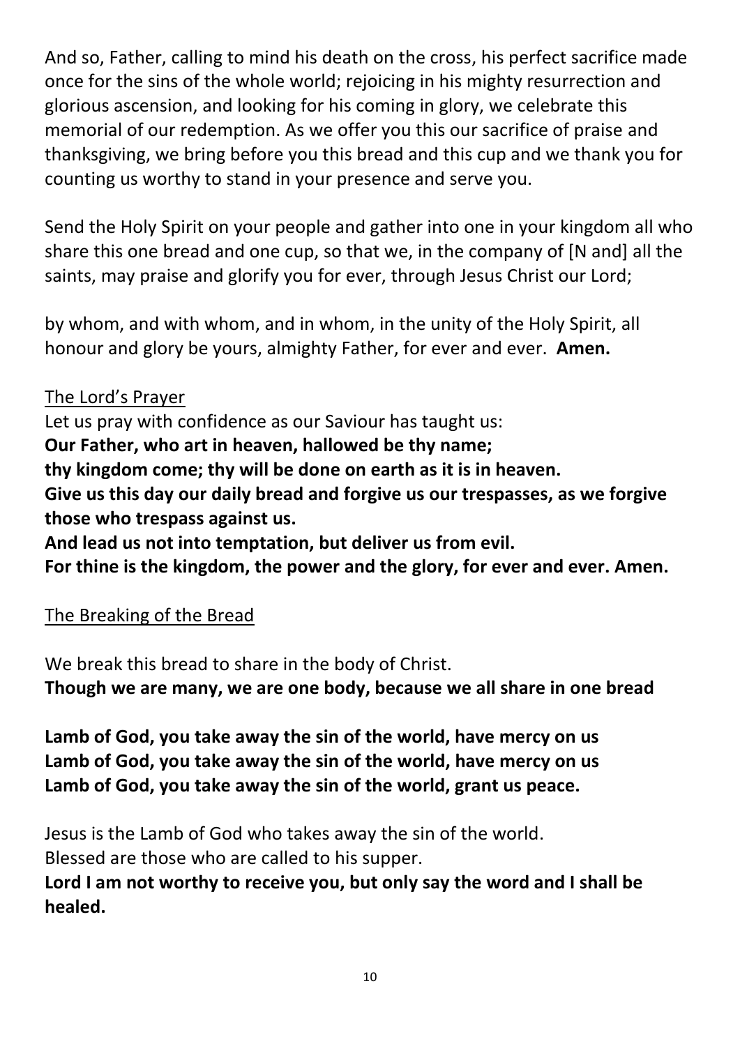And so, Father, calling to mind his death on the cross, his perfect sacrifice made once for the sins of the whole world; rejoicing in his mighty resurrection and glorious ascension, and looking for his coming in glory, we celebrate this memorial of our redemption. As we offer you this our sacrifice of praise and thanksgiving, we bring before you this bread and this cup and we thank you for counting us worthy to stand in your presence and serve you.

Send the Holy Spirit on your people and gather into one in your kingdom all who share this one bread and one cup, so that we, in the company of [N and] all the saints, may praise and glorify you for ever, through Jesus Christ our Lord;

by whom, and with whom, and in whom, in the unity of the Holy Spirit, all honour and glory be yours, almighty Father, for ever and ever. **Amen.**

<u>The Lord's Prayer</u>

Let us pray with confidence as our Saviour has taught us:
**Our Father, who art in heaven, hallowed be thy name;**
**thy kingdom come; thy will be done on earth as it is in heaven.**
**Give us this day our daily bread and forgive us our trespasses, as we forgive those who trespass against us.**
**And lead us not into temptation, but deliver us from evil.**
**For thine is the kingdom, the power and the glory, for ever and ever. Amen.**

<u>The Breaking of the Bread</u>

We break this bread to share in the body of Christ.
**Though we are many, we are one body, because we all share in one bread**

**Lamb of God, you take away the sin of the world, have mercy on us**
**Lamb of God, you take away the sin of the world, have mercy on us**
**Lamb of God, you take away the sin of the world, grant us peace.**

Jesus is the Lamb of God who takes away the sin of the world.
Blessed are those who are called to his supper.
**Lord I am not worthy to receive you, but only say the word and I shall be healed.**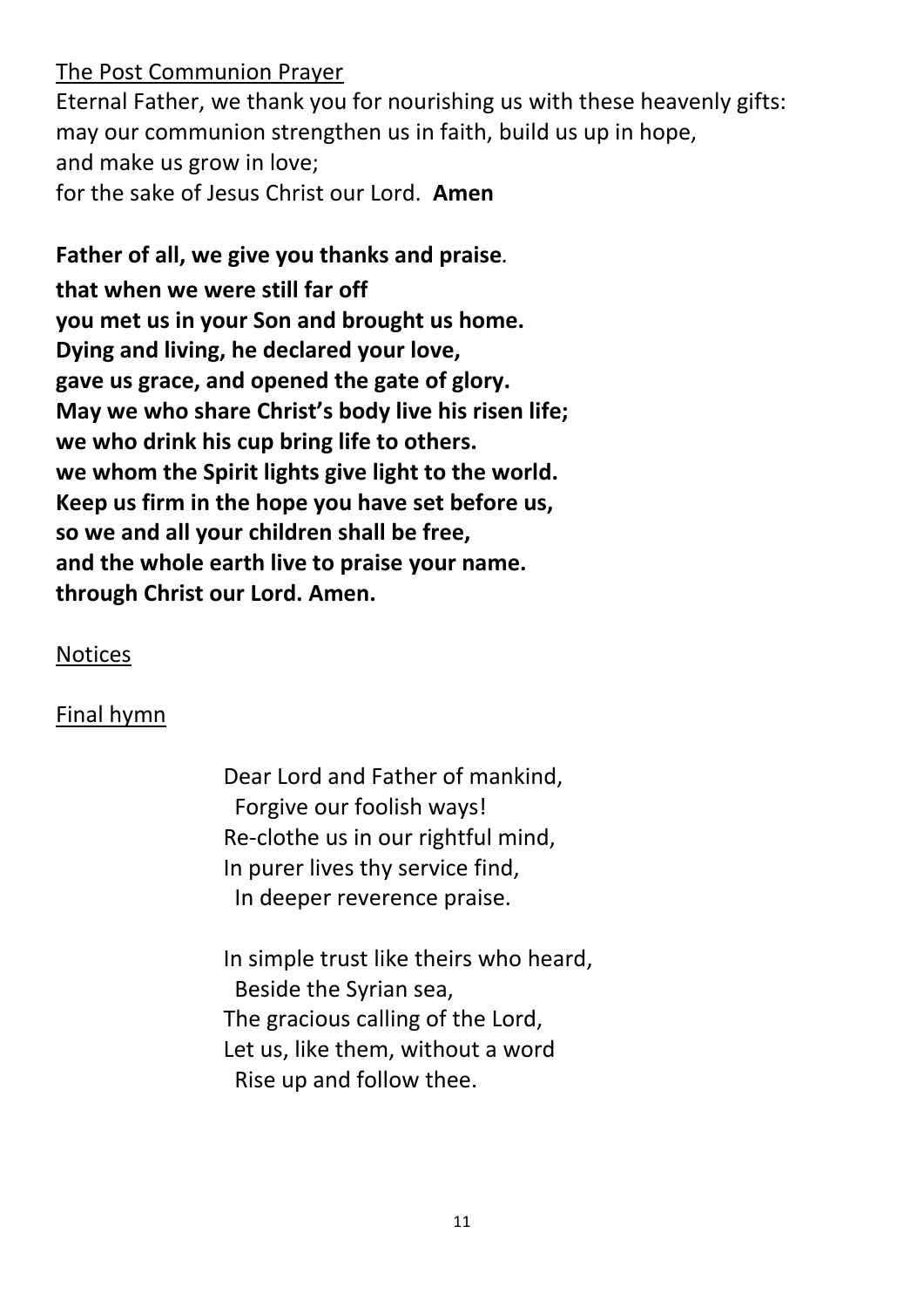<u>The Post Communion Prayer</u>

Eternal Father, we thank you for nourishing us with these heavenly gifts:
may our communion strengthen us in faith, build us up in hope,
and make us grow in love;
for the sake of Jesus Christ our Lord. **Amen**

**Father of all, we give you thanks and praise.**
**that when we were still far off**
**you met us in your Son and brought us home.**
**Dying and living, he declared your love,**
**gave us grace, and opened the gate of glory.**
**May we who share Christ's body live his risen life;**
**we who drink his cup bring life to others.**
**we whom the Spirit lights give light to the world.**
**Keep us firm in the hope you have set before us,**
**so we and all your children shall be free,**
**and the whole earth live to praise your name.**
**through Christ our Lord. Amen.**

<u>Notices</u>

<u>Final hymn</u>

Dear Lord and Father of mankind,
  Forgive our foolish ways!
Re-clothe us in our rightful mind,
In purer lives thy service find,
  In deeper reverence praise.

In simple trust like theirs who heard,
  Beside the Syrian sea,
The gracious calling of the Lord,
Let us, like them, without a word
  Rise up and follow thee.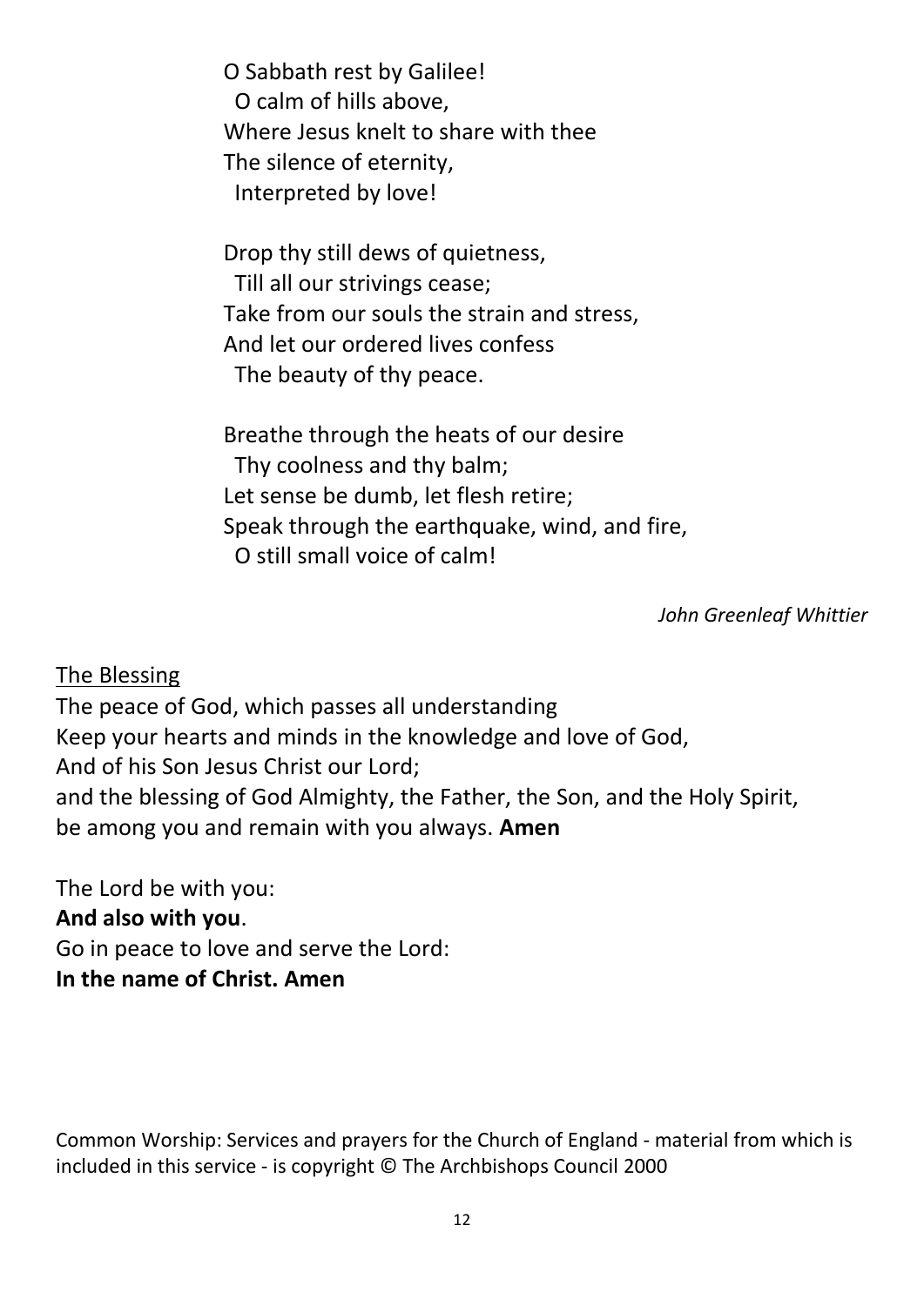O Sabbath rest by Galilee!
  O calm of hills above,
Where Jesus knelt to share with thee
The silence of eternity,
  Interpreted by love!

Drop thy still dews of quietness,
  Till all our strivings cease;
Take from our souls the strain and stress,
And let our ordered lives confess
  The beauty of thy peace.

Breathe through the heats of our desire
  Thy coolness and thy balm;
Let sense be dumb, let flesh retire;
Speak through the earthquake, wind, and fire,
  O still small voice of calm!

*John Greenleaf Whittier*

The Blessing

The peace of God, which passes all understanding
Keep your hearts and minds in the knowledge and love of God,
And of his Son Jesus Christ our Lord;
and the blessing of God Almighty, the Father, the Son, and the Holy Spirit,
be among you and remain with you always. **Amen**

The Lord be with you:
**And also with you**.
Go in peace to love and serve the Lord:
**In the name of Christ. Amen**

Common Worship: Services and prayers for the Church of England - material from which is included in this service - is copyright © The Archbishops Council 2000